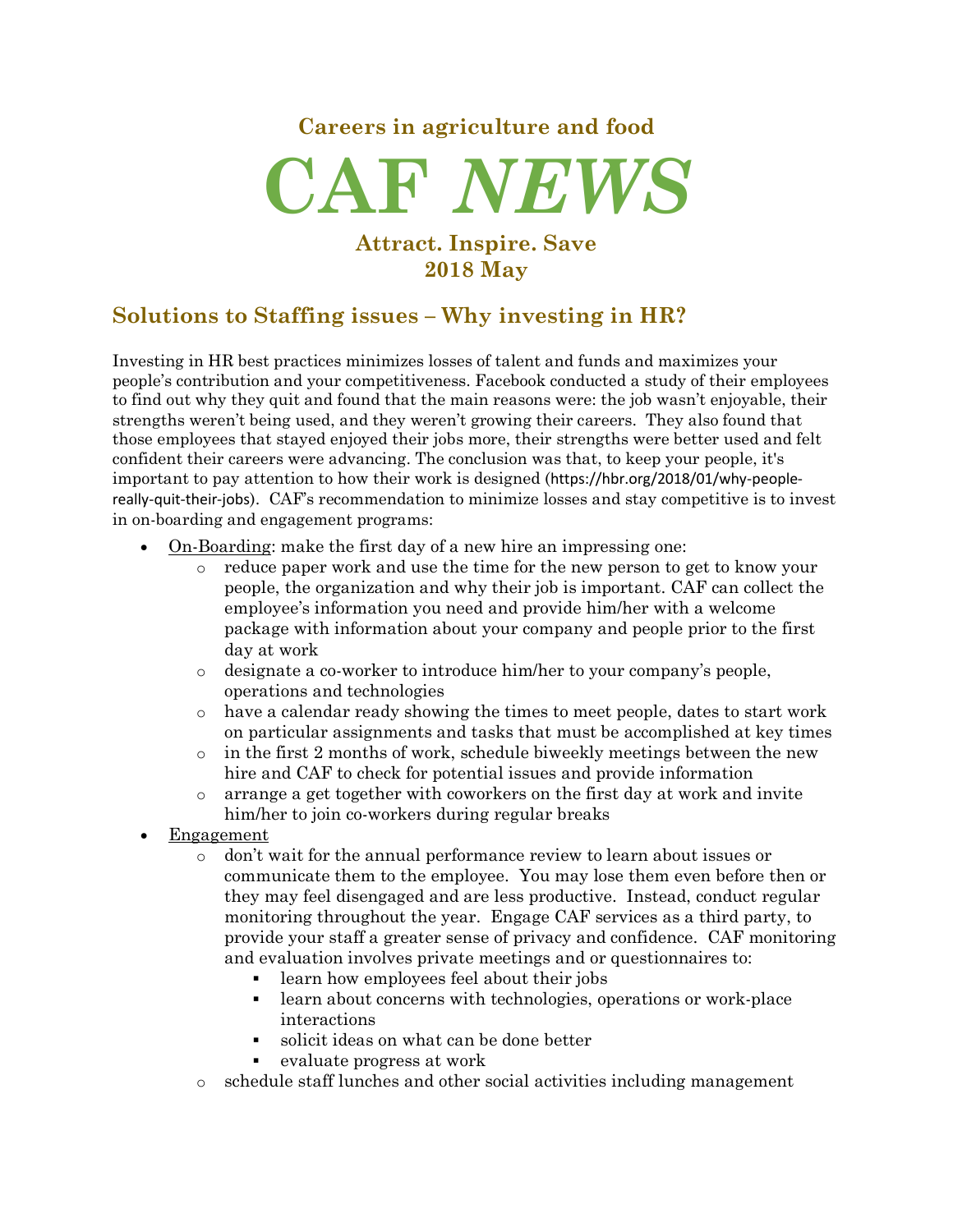**Careers in agriculture and food**

# CAF *NEWS*

**Attract. Inspire. Save**
**2018 May**

## Solutions to Staffing issues – Why investing in HR?

Investing in HR best practices minimizes losses of talent and funds and maximizes your people's contribution and your competitiveness. Facebook conducted a study of their employees to find out why they quit and found that the main reasons were: the job wasn't enjoyable, their strengths weren't being used, and they weren't growing their careers. They also found that those employees that stayed enjoyed their jobs more, their strengths were better used and felt confident their careers were advancing. The conclusion was that, to keep your people, it's important to pay attention to how their work is designed (https://hbr.org/2018/01/why-people-really-quit-their-jobs). CAF's recommendation to minimize losses and stay competitive is to invest in on-boarding and engagement programs:

- On-Boarding: make the first day of a new hire an impressing one:
  - reduce paper work and use the time for the new person to get to know your people, the organization and why their job is important. CAF can collect the employee's information you need and provide him/her with a welcome package with information about your company and people prior to the first day at work
  - designate a co-worker to introduce him/her to your company's people, operations and technologies
  - have a calendar ready showing the times to meet people, dates to start work on particular assignments and tasks that must be accomplished at key times
  - in the first 2 months of work, schedule biweekly meetings between the new hire and CAF to check for potential issues and provide information
  - arrange a get together with coworkers on the first day at work and invite him/her to join co-workers during regular breaks
- Engagement
  - don't wait for the annual performance review to learn about issues or communicate them to the employee. You may lose them even before then or they may feel disengaged and are less productive. Instead, conduct regular monitoring throughout the year. Engage CAF services as a third party, to provide your staff a greater sense of privacy and confidence. CAF monitoring and evaluation involves private meetings and or questionnaires to:
    - learn how employees feel about their jobs
    - learn about concerns with technologies, operations or work-place interactions
    - solicit ideas on what can be done better
    - evaluate progress at work
  - schedule staff lunches and other social activities including management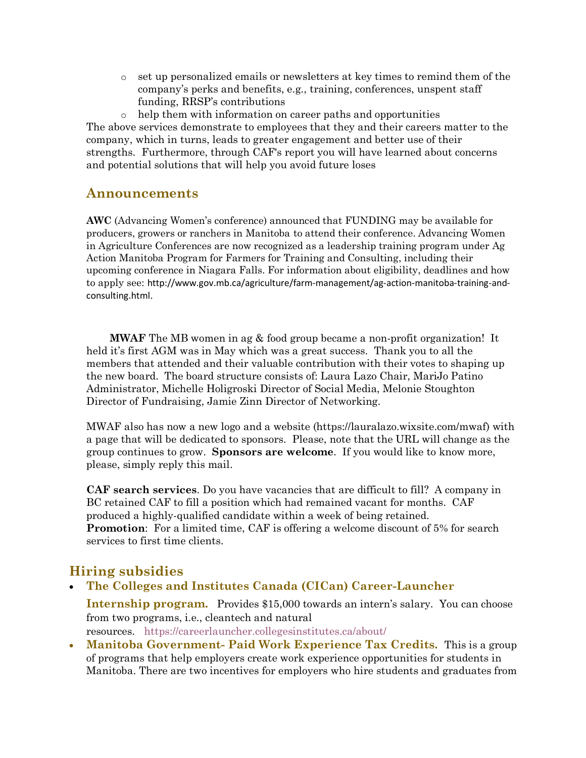- set up personalized emails or newsletters at key times to remind them of the company's perks and benefits, e.g., training, conferences, unspent staff funding, RRSP's contributions
  - help them with information on career paths and opportunities

The above services demonstrate to employees that they and their careers matter to the company, which in turns, leads to greater engagement and better use of their strengths. Furthermore, through CAF's report you will have learned about concerns and potential solutions that will help you avoid future loses

## Announcements

**AWC** (Advancing Women's conference) announced that FUNDING may be available for producers, growers or ranchers in Manitoba to attend their conference. Advancing Women in Agriculture Conferences are now recognized as a leadership training program under Ag Action Manitoba Program for Farmers for Training and Consulting, including their upcoming conference in Niagara Falls. For information about eligibility, deadlines and how to apply see: http://www.gov.mb.ca/agriculture/farm-management/ag-action-manitoba-training-and-consulting.html.

**MWAF** The MB women in ag & food group became a non-profit organization! It held it's first AGM was in May which was a great success. Thank you to all the members that attended and their valuable contribution with their votes to shaping up the new board. The board structure consists of: Laura Lazo Chair, MariJo Patino Administrator, Michelle Holigroski Director of Social Media, Melonie Stoughton Director of Fundraising, Jamie Zinn Director of Networking.

MWAF also has now a new logo and a website (https://lauralazo.wixsite.com/mwaf) with a page that will be dedicated to sponsors. Please, note that the URL will change as the group continues to grow. **Sponsors are welcome**. If you would like to know more, please, simply reply this mail.

**CAF search services**. Do you have vacancies that are difficult to fill? A company in BC retained CAF to fill a position which had remained vacant for months. CAF produced a highly-qualified candidate within a week of being retained.
**Promotion**: For a limited time, CAF is offering a welcome discount of 5% for search services to first time clients.

## Hiring subsidies

- **The Colleges and Institutes Canada (CICan) Career-Launcher Internship program.** Provides $15,000 towards an intern's salary. You can choose from two programs, i.e., cleantech and natural resources. https://careerlauncher.collegesinstitutes.ca/about/
- **Manitoba Government- Paid Work Experience Tax Credits.** This is a group of programs that help employers create work experience opportunities for students in Manitoba. There are two incentives for employers who hire students and graduates from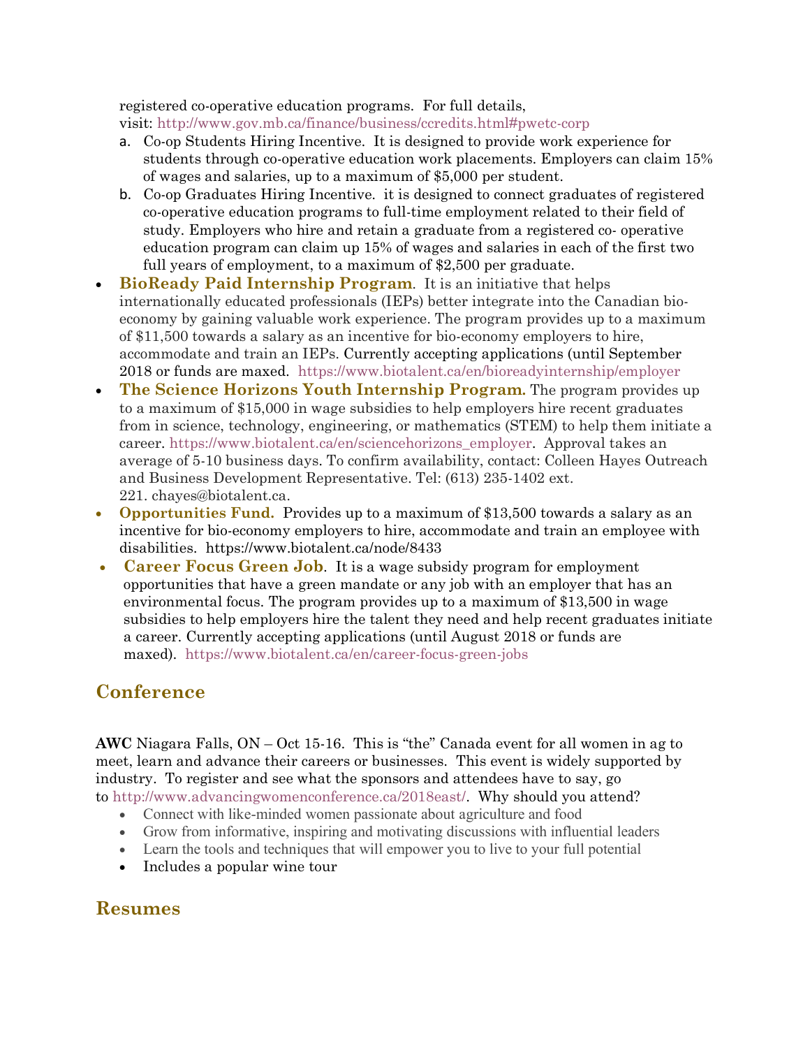registered co-operative education programs. For full details, visit: http://www.gov.mb.ca/finance/business/ccredits.html#pwetc-corp

a. Co-op Students Hiring Incentive. It is designed to provide work experience for students through co-operative education work placements. Employers can claim 15% of wages and salaries, up to a maximum of $5,000 per student.
b. Co-op Graduates Hiring Incentive. it is designed to connect graduates of registered co-operative education programs to full-time employment related to their field of study. Employers who hire and retain a graduate from a registered co- operative education program can claim up 15% of wages and salaries in each of the first two full years of employment, to a maximum of $2,500 per graduate.

- **BioReady Paid Internship Program**. It is an initiative that helps internationally educated professionals (IEPs) better integrate into the Canadian bio-economy by gaining valuable work experience. The program provides up to a maximum of $11,500 towards a salary as an incentive for bio-economy employers to hire, accommodate and train an IEPs. Currently accepting applications (until September 2018 or funds are maxed. https://www.biotalent.ca/en/bioreadyinternship/employer
- **The Science Horizons Youth Internship Program.** The program provides up to a maximum of $15,000 in wage subsidies to help employers hire recent graduates from in science, technology, engineering, or mathematics (STEM) to help them initiate a career. https://www.biotalent.ca/en/sciencehorizons_employer. Approval takes an average of 5-10 business days. To confirm availability, contact: Colleen Hayes Outreach and Business Development Representative. Tel: (613) 235-1402 ext. 221. chayes@biotalent.ca.
- **Opportunities Fund.** Provides up to a maximum of $13,500 towards a salary as an incentive for bio-economy employers to hire, accommodate and train an employee with disabilities. https://www.biotalent.ca/node/8433
- **Career Focus Green Job**. It is a wage subsidy program for employment opportunities that have a green mandate or any job with an employer that has an environmental focus. The program provides up to a maximum of $13,500 in wage subsidies to help employers hire the talent they need and help recent graduates initiate a career. Currently accepting applications (until August 2018 or funds are maxed). https://www.biotalent.ca/en/career-focus-green-jobs

## Conference

**AWC** Niagara Falls, ON – Oct 15-16. This is "the" Canada event for all women in ag to meet, learn and advance their careers or businesses. This event is widely supported by industry. To register and see what the sponsors and attendees have to say, go to http://www.advancingwomenconference.ca/2018east/. Why should you attend?

- Connect with like-minded women passionate about agriculture and food
- Grow from informative, inspiring and motivating discussions with influential leaders
- Learn the tools and techniques that will empower you to live to your full potential
- Includes a popular wine tour

## Resumes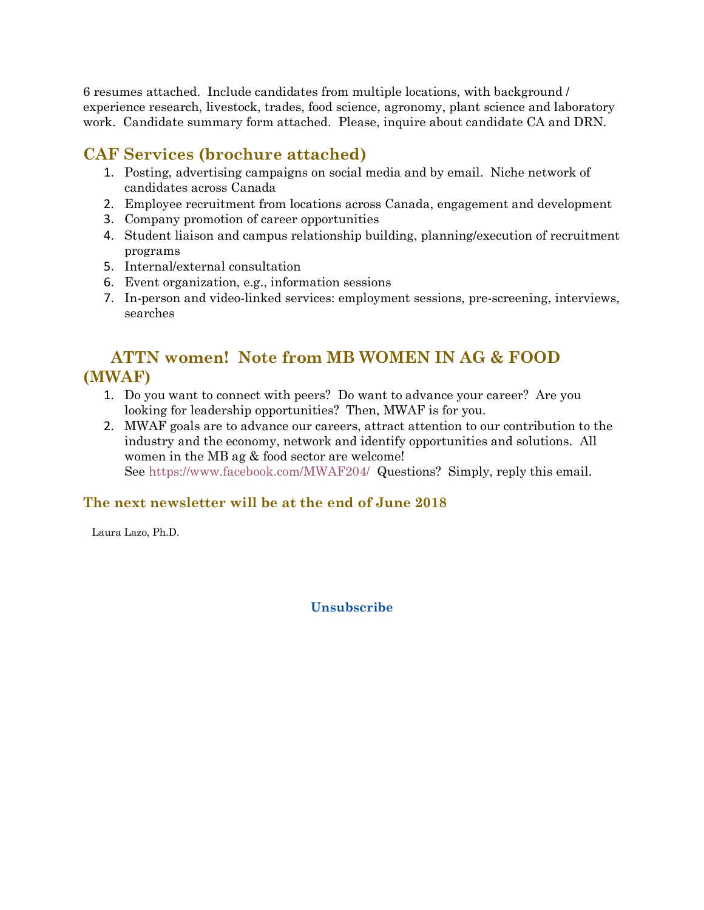6 resumes attached. Include candidates from multiple locations, with background / experience research, livestock, trades, food science, agronomy, plant science and laboratory work. Candidate summary form attached. Please, inquire about candidate CA and DRN.

## CAF Services (brochure attached)

1. Posting, advertising campaigns on social media and by email. Niche network of candidates across Canada
2. Employee recruitment from locations across Canada, engagement and development
3. Company promotion of career opportunities
4. Student liaison and campus relationship building, planning/execution of recruitment programs
5. Internal/external consultation
6. Event organization, e.g., information sessions
7. In-person and video-linked services: employment sessions, pre-screening, interviews, searches

## ATTN women! Note from MB WOMEN IN AG & FOOD (MWAF)

1. Do you want to connect with peers? Do want to advance your career? Are you looking for leadership opportunities? Then, MWAF is for you.
2. MWAF goals are to advance our careers, attract attention to our contribution to the industry and the economy, network and identify opportunities and solutions. All women in the MB ag & food sector are welcome!
   See https://www.facebook.com/MWAF204/ Questions? Simply, reply this email.

### The next newsletter will be at the end of June 2018

Laura Lazo, Ph.D.

**Unsubscribe**